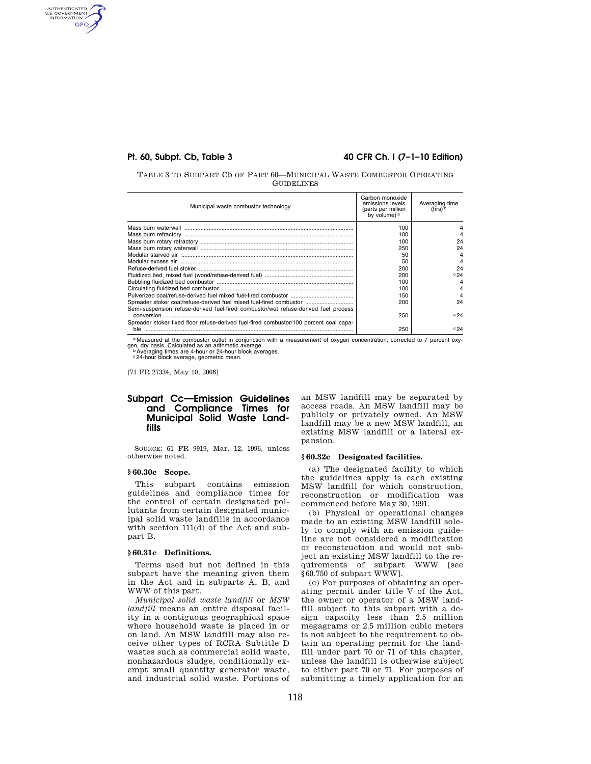TABLE 3 TO SUBPART Cb OF PART 60—MUNICIPAL WASTE COMBUSTOR OPERATING GUIDELINES

| Municipal waste combustor technology | Carbon monoxide emissions levels (parts per million by volume) [a] | Averaging time (hrs) [b] |
|---|---|---|
| Mass burn waterwall | 100 | 4 |
| Mass burn refractory | 100 | 4 |
| Mass burn rotary refractory | 100 | 24 |
| Mass burn rotary waterwall | 250 | 24 |
| Modular starved air | 50 | 4 |
| Modular excess air | 50 | 4 |
| Refuse-derived fuel stoker | 200 | 24 |
| Fluidized bed, mixed fuel (wood/refuse-derived fuel) | 200 | [c]24 |
| Bubbling fluidized bed combustor | 100 | 4 |
| Circulating fluidized bed combustor | 100 | 4 |
| Pulverized coal/refuse-derived fuel mixed fuel-fired combustor | 150 | 4 |
| Spreader stoker coal/refuse-derived fuel mixed fuel-fired combustor | 200 | 24 |
| Semi-suspension refuse-derived fuel-fired combustor/wet refuse-derived fuel process conversion | 250 | [c]24 |
| Spreader stoker fixed floor refuse-derived fuel-fired combustor/100 percent coal capable | 250 | [c]24 |

[a] Measured at the combustor outlet in conjunction with a measurement of oxygen concentration, corrected to 7 percent oxygen, dry basis. Calculated as an arithmetic average.
[b] Averaging times are 4-hour or 24-hour block averages.
[c] 24-hour block average, geometric mean.

[71 FR 27334, May 10, 2006]

## Subpart Cc—Emission Guidelines and Compliance Times for Municipal Solid Waste Landfills

SOURCE: 61 FR 9919, Mar. 12, 1996, unless otherwise noted.

### § 60.30c Scope.

This subpart contains emission guidelines and compliance times for the control of certain designated pollutants from certain designated municipal solid waste landfills in accordance with section 111(d) of the Act and subpart B.

### § 60.31c Definitions.

Terms used but not defined in this subpart have the meaning given them in the Act and in subparts A, B, and WWW of this part.

*Municipal solid waste landfill* or *MSW landfill* means an entire disposal facility in a contiguous geographical space where household waste is placed in or on land. An MSW landfill may also receive other types of RCRA Subtitle D wastes such as commercial solid waste, nonhazardous sludge, conditionally exempt small quantity generator waste, and industrial solid waste. Portions of an MSW landfill may be separated by access roads. An MSW landfill may be publicly or privately owned. An MSW landfill may be a new MSW landfill, an existing MSW landfill or a lateral expansion.

### § 60.32c Designated facilities.

(a) The designated facility to which the guidelines apply is each existing MSW landfill for which construction, reconstruction or modification was commenced before May 30, 1991.

(b) Physical or operational changes made to an existing MSW landfill solely to comply with an emission guideline are not considered a modification or reconstruction and would not subject an existing MSW landfill to the requirements of subpart WWW [see § 60.750 of subpart WWW].

(c) For purposes of obtaining an operating permit under title V of the Act, the owner or operator of a MSW landfill subject to this subpart with a design capacity less than 2.5 million megagrams or 2.5 million cubic meters is not subject to the requirement to obtain an operating permit for the landfill under part 70 or 71 of this chapter, unless the landfill is otherwise subject to either part 70 or 71. For purposes of submitting a timely application for an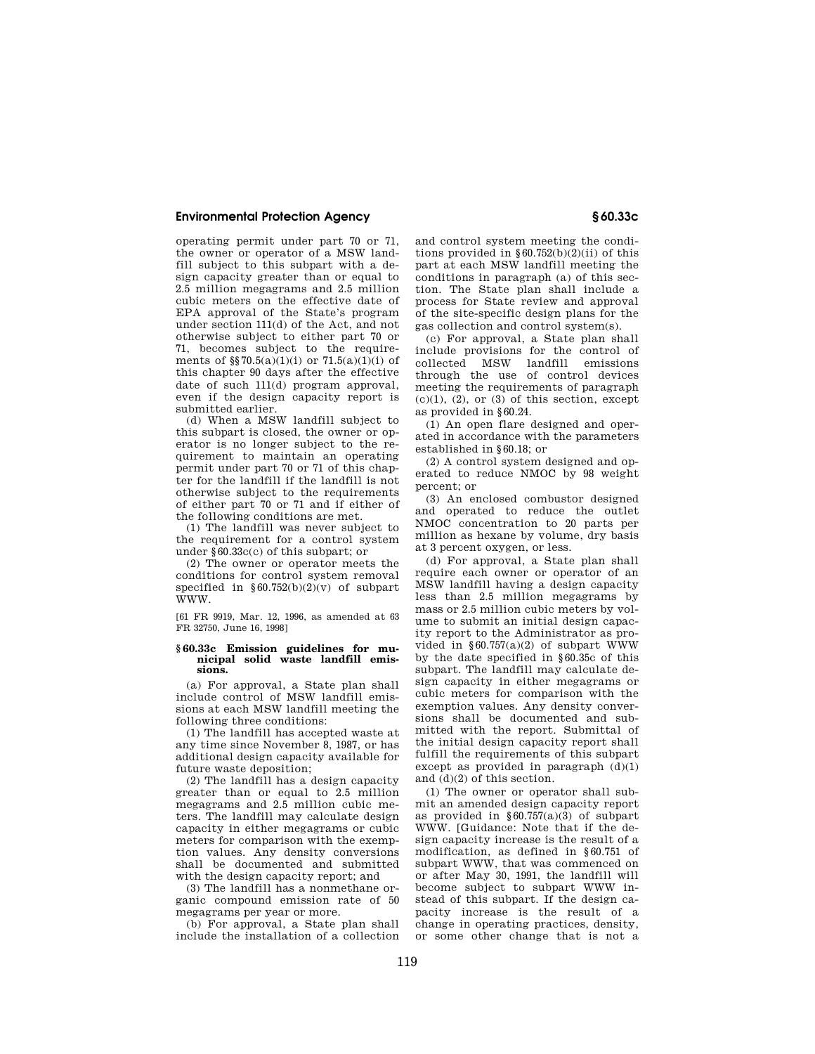operating permit under part 70 or 71, the owner or operator of a MSW landfill subject to this subpart with a design capacity greater than or equal to 2.5 million megagrams and 2.5 million cubic meters on the effective date of EPA approval of the State's program under section 111(d) of the Act, and not otherwise subject to either part 70 or 71, becomes subject to the requirements of §§70.5(a)(1)(i) or 71.5(a)(1)(i) of this chapter 90 days after the effective date of such 111(d) program approval, even if the design capacity report is submitted earlier.

(d) When a MSW landfill subject to this subpart is closed, the owner or operator is no longer subject to the requirement to maintain an operating permit under part 70 or 71 of this chapter for the landfill if the landfill is not otherwise subject to the requirements of either part 70 or 71 and if either of the following conditions are met.

(1) The landfill was never subject to the requirement for a control system under §60.33c(c) of this subpart; or

(2) The owner or operator meets the conditions for control system removal specified in §60.752(b)(2)(v) of subpart WWW.

[61 FR 9919, Mar. 12, 1996, as amended at 63 FR 32750, June 16, 1998]

### §60.33c Emission guidelines for municipal solid waste landfill emissions.

(a) For approval, a State plan shall include control of MSW landfill emissions at each MSW landfill meeting the following three conditions:

(1) The landfill has accepted waste at any time since November 8, 1987, or has additional design capacity available for future waste deposition;

(2) The landfill has a design capacity greater than or equal to 2.5 million megagrams and 2.5 million cubic meters. The landfill may calculate design capacity in either megagrams or cubic meters for comparison with the exemption values. Any density conversions shall be documented and submitted with the design capacity report; and

(3) The landfill has a nonmethane organic compound emission rate of 50 megagrams per year or more.

(b) For approval, a State plan shall include the installation of a collection and control system meeting the conditions provided in §60.752(b)(2)(ii) of this part at each MSW landfill meeting the conditions in paragraph (a) of this section. The State plan shall include a process for State review and approval of the site-specific design plans for the gas collection and control system(s).

(c) For approval, a State plan shall include provisions for the control of collected MSW landfill emissions through the use of control devices meeting the requirements of paragraph (c)(1), (2), or (3) of this section, except as provided in §60.24.

(1) An open flare designed and operated in accordance with the parameters established in §60.18; or

(2) A control system designed and operated to reduce NMOC by 98 weight percent; or

(3) An enclosed combustor designed and operated to reduce the outlet NMOC concentration to 20 parts per million as hexane by volume, dry basis at 3 percent oxygen, or less.

(d) For approval, a State plan shall require each owner or operator of an MSW landfill having a design capacity less than 2.5 million megagrams by mass or 2.5 million cubic meters by volume to submit an initial design capacity report to the Administrator as provided in §60.757(a)(2) of subpart WWW by the date specified in §60.35c of this subpart. The landfill may calculate design capacity in either megagrams or cubic meters for comparison with the exemption values. Any density conversions shall be documented and submitted with the report. Submittal of the initial design capacity report shall fulfill the requirements of this subpart except as provided in paragraph (d)(1) and (d)(2) of this section.

(1) The owner or operator shall submit an amended design capacity report as provided in §60.757(a)(3) of subpart WWW. [Guidance: Note that if the design capacity increase is the result of a modification, as defined in §60.751 of subpart WWW, that was commenced on or after May 30, 1991, the landfill will become subject to subpart WWW instead of this subpart. If the design capacity increase is the result of a change in operating practices, density, or some other change that is not a